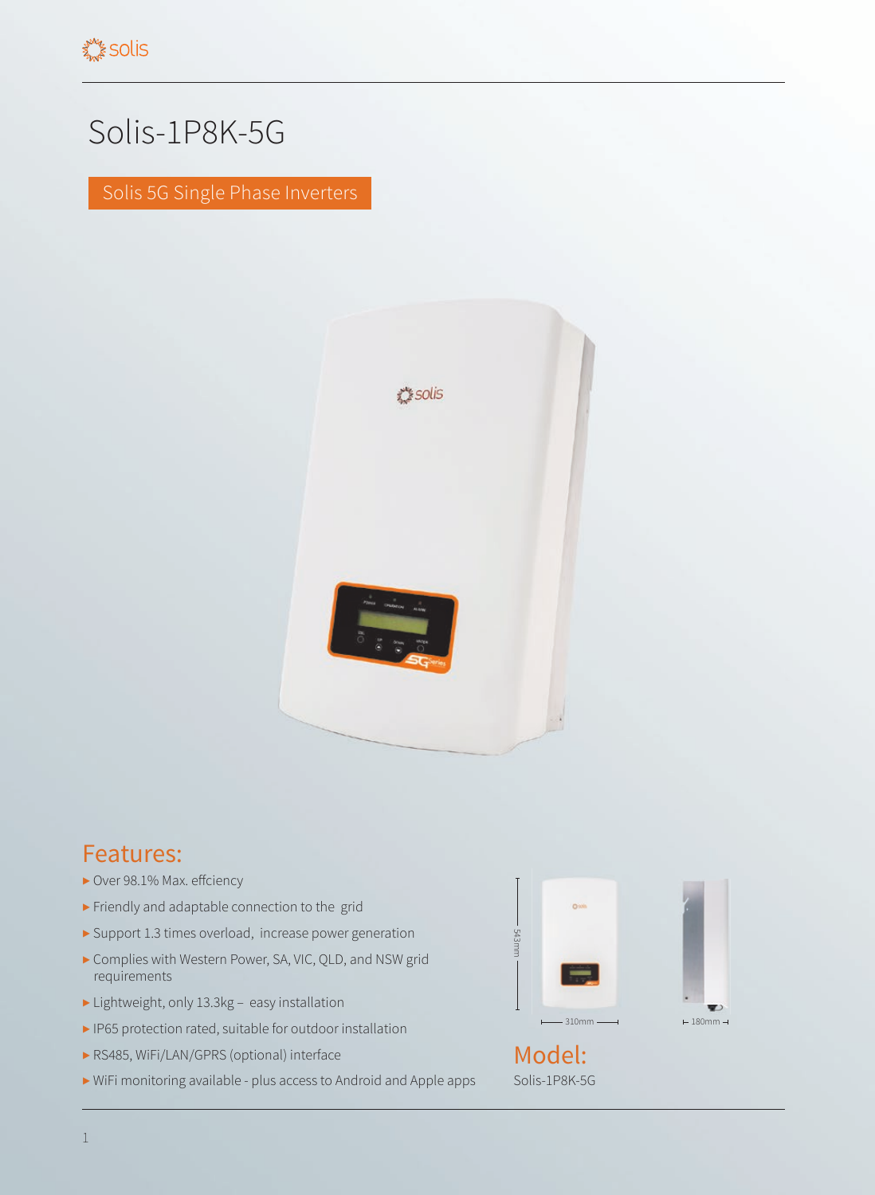# Solis-1P8K-5G

Solis 5G Single Phase Inverters

## Features:

- Over 98.1% Max. effciency
- Friendly and adaptable connection to the grid
- Support 1.3 times overload, increase power generation
- Complies with Western Power, SA, VIC, QLD, and NSW grid requirements
- Lightweight, only 13.3kg – easy installation
- IP65 protection rated, suitable for outdoor installation
- RS485, WiFi/LAN/GPRS (optional) interface
- WiFi monitoring available - plus access to Android and Apple apps

543mm

310mm

180mm

## Model:

Solis-1P8K-5G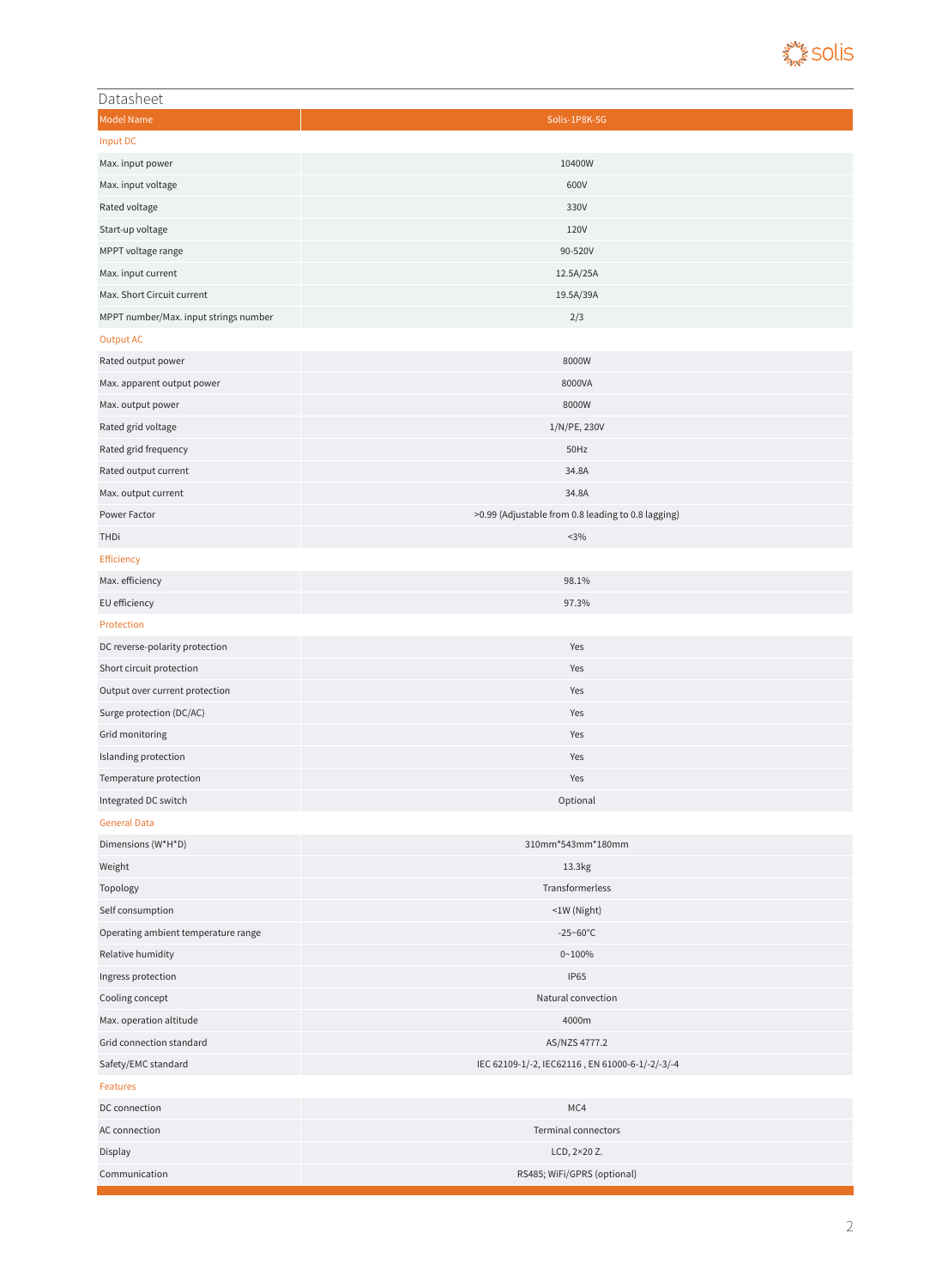## Datasheet

| Model Name | Solis-1P8K-5G |
|---|---|
| **Input DC** | |
| Max. input power | 10400W |
| Max. input voltage | 600V |
| Rated voltage | 330V |
| Start-up voltage | 120V |
| MPPT voltage range | 90-520V |
| Max. input current | 12.5A/25A |
| Max. Short Circuit current | 19.5A/39A |
| MPPT number/Max. input strings number | 2/3 |
| **Output AC** | |
| Rated output power | 8000W |
| Max. apparent output power | 8000VA |
| Max. output power | 8000W |
| Rated grid voltage | 1/N/PE, 230V |
| Rated grid frequency | 50Hz |
| Rated output current | 34.8A |
| Max. output current | 34.8A |
| Power Factor | >0.99 (Adjustable from 0.8 leading to 0.8 lagging) |
| THDi | <3% |
| **Efficiency** | |
| Max. efficiency | 98.1% |
| EU efficiency | 97.3% |
| **Protection** | |
| DC reverse-polarity protection | Yes |
| Short circuit protection | Yes |
| Output over current protection | Yes |
| Surge protection (DC/AC) | Yes |
| Grid monitoring | Yes |
| Islanding protection | Yes |
| Temperature protection | Yes |
| Integrated DC switch | Optional |
| **General Data** | |
| Dimensions (W*H*D) | 310mm*543mm*180mm |
| Weight | 13.3kg |
| Topology | Transformerless |
| Self consumption | <1W (Night) |
| Operating ambient temperature range | -25~60°C |
| Relative humidity | 0~100% |
| Ingress protection | IP65 |
| Cooling concept | Natural convection |
| Max. operation altitude | 4000m |
| Grid connection standard | AS/NZS 4777.2 |
| Safety/EMC standard | IEC 62109-1/-2, IEC62116 , EN 61000-6-1/-2/-3/-4 |
| **Features** | |
| DC connection | MC4 |
| AC connection | Terminal connectors |
| Display | LCD, 2×20 Z. |
| Communication | RS485; WiFi/GPRS (optional) |